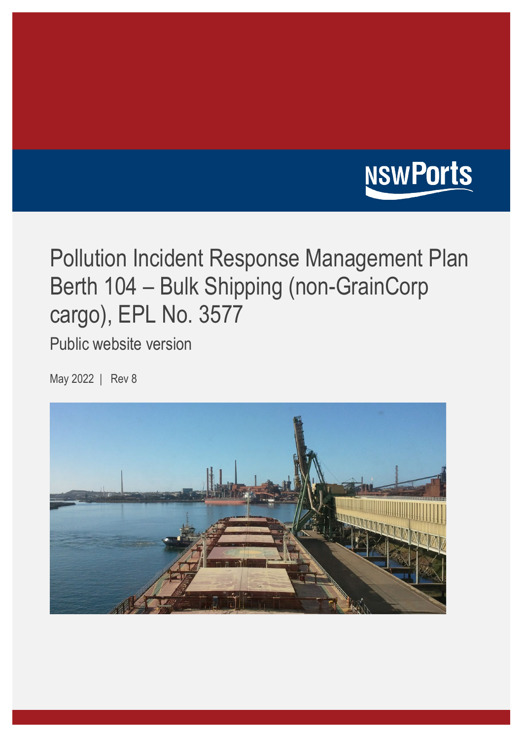NSW Ports

# Pollution Incident Response Management Plan Berth 104 – Bulk Shipping (non-GrainCorp cargo), EPL No. 3577

Public website version

May 2022 | Rev 8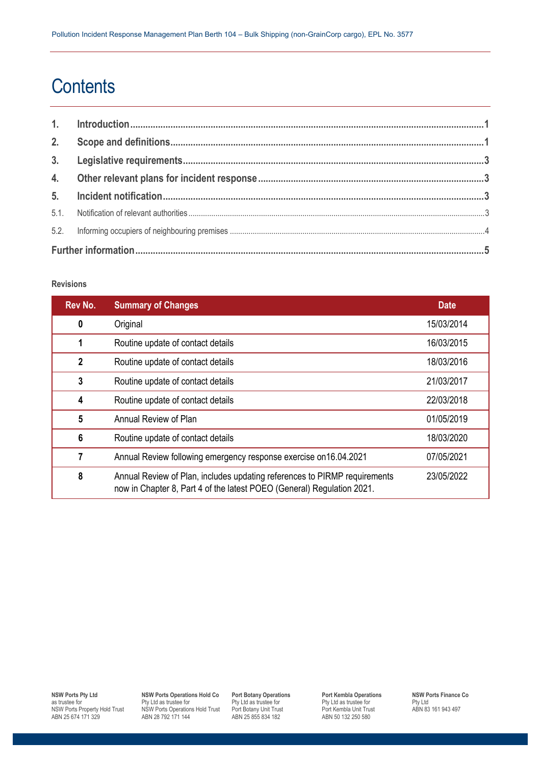# Contents

| | | |
|---|---|---|
| **1.** | **Introduction** | **1** |
| **2.** | **Scope and definitions** | **1** |
| **3.** | **Legislative requirements** | **3** |
| **4.** | **Other relevant plans for incident response** | **3** |
| **5.** | **Incident notification** | **3** |
| 5.1. | Notification of relevant authorities | 3 |
| 5.2. | Informing occupiers of neighbouring premises | 4 |
| **Further information** | | **5** |

**Revisions**

| Rev No. | Summary of Changes | Date |
|---|---|---|
| **0** | Original | 15/03/2014 |
| **1** | Routine update of contact details | 16/03/2015 |
| **2** | Routine update of contact details | 18/03/2016 |
| **3** | Routine update of contact details | 21/03/2017 |
| **4** | Routine update of contact details | 22/03/2018 |
| **5** | Annual Review of Plan | 01/05/2019 |
| **6** | Routine update of contact details | 18/03/2020 |
| **7** | Annual Review following emergency response exercise on16.04.2021 | 07/05/2021 |
| **8** | Annual Review of Plan, includes updating references to PIRMP requirements now in Chapter 8, Part 4 of the latest POEO (General) Regulation 2021. | 23/05/2022 |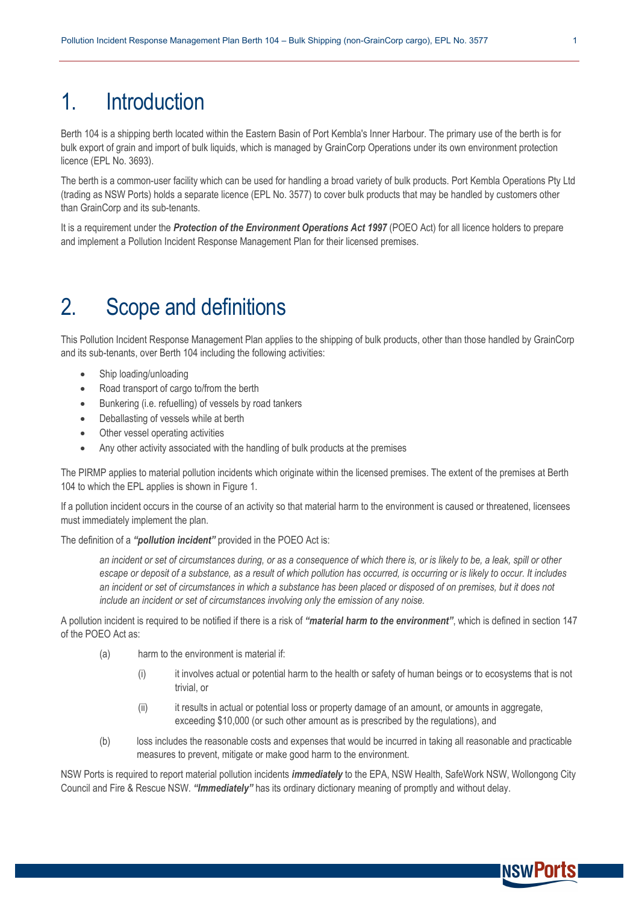# 1. Introduction

Berth 104 is a shipping berth located within the Eastern Basin of Port Kembla's Inner Harbour. The primary use of the berth is for bulk export of grain and import of bulk liquids, which is managed by GrainCorp Operations under its own environment protection licence (EPL No. 3693).

The berth is a common-user facility which can be used for handling a broad variety of bulk products. Port Kembla Operations Pty Ltd (trading as NSW Ports) holds a separate licence (EPL No. 3577) to cover bulk products that may be handled by customers other than GrainCorp and its sub-tenants.

It is a requirement under the ***Protection of the Environment Operations Act 1997*** (POEO Act) for all licence holders to prepare and implement a Pollution Incident Response Management Plan for their licensed premises.

# 2. Scope and definitions

This Pollution Incident Response Management Plan applies to the shipping of bulk products, other than those handled by GrainCorp and its sub-tenants, over Berth 104 including the following activities:

- Ship loading/unloading
- Road transport of cargo to/from the berth
- Bunkering (i.e. refuelling) of vessels by road tankers
- Deballasting of vessels while at berth
- Other vessel operating activities
- Any other activity associated with the handling of bulk products at the premises

The PIRMP applies to material pollution incidents which originate within the licensed premises. The extent of the premises at Berth 104 to which the EPL applies is shown in Figure 1.

If a pollution incident occurs in the course of an activity so that material harm to the environment is caused or threatened, licensees must immediately implement the plan.

The definition of a ***"pollution incident"*** provided in the POEO Act is:

> *an incident or set of circumstances during, or as a consequence of which there is, or is likely to be, a leak, spill or other escape or deposit of a substance, as a result of which pollution has occurred, is occurring or is likely to occur. It includes an incident or set of circumstances in which a substance has been placed or disposed of on premises, but it does not include an incident or set of circumstances involving only the emission of any noise.*

A pollution incident is required to be notified if there is a risk of ***"material harm to the environment"***, which is defined in section 147 of the POEO Act as:

(a) harm to the environment is material if:

  (i) it involves actual or potential harm to the health or safety of human beings or to ecosystems that is not trivial, or

  (ii) it results in actual or potential loss or property damage of an amount, or amounts in aggregate, exceeding $10,000 (or such other amount as is prescribed by the regulations), and

(b) loss includes the reasonable costs and expenses that would be incurred in taking all reasonable and practicable measures to prevent, mitigate or make good harm to the environment.

NSW Ports is required to report material pollution incidents ***immediately*** to the EPA, NSW Health, SafeWork NSW, Wollongong City Council and Fire & Rescue NSW. ***"Immediately"*** has its ordinary dictionary meaning of promptly and without delay.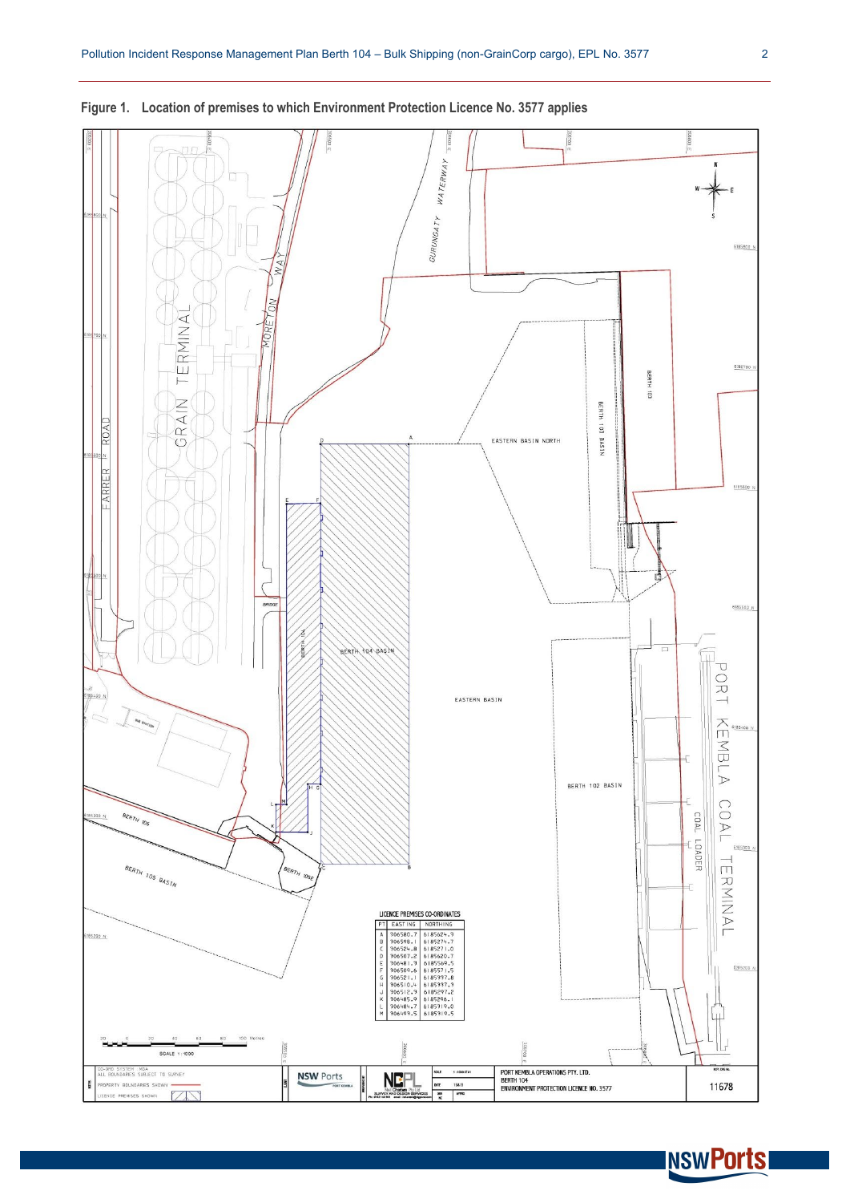**Figure 1. Location of premises to which Environment Protection Licence No. 3577 applies**

LICENCE PREMISES CO-ORDINATES

| PT | EASTING | NORTHING |
|---|---|---|
| A | 306580.7 | 6185624.9 |
| B | 306598.1 | 6185274.7 |
| C | 306524.8 | 6185271.0 |
| D | 306507.2 | 6185620.7 |
| E | 306481.9 | 6185569.5 |
| F | 306509.6 | 6185571.5 |
| G | 306521.1 | 6185337.8 |
| H | 306510.4 | 6185337.9 |
| J | 306512.9 | 6185297.2 |
| K | 306485.9 | 6185296.1 |
| L | 306484.7 | 6185319.0 |
| M | 306493.5 | 6185319.5 |

CO-ORD SYSTEM: MGA
ALL BOUNDARIES SUBJECT TO SURVEY
PROPERTY BOUNDARIES SHOWN
LICENCE PREMISES SHOWN

SCALE 1:1000

PORT KEMBLA OPERATIONS PTY. LTD.
BERTH 104
ENVIRONMENT PROTECTION LICENCE NO. 3577

11678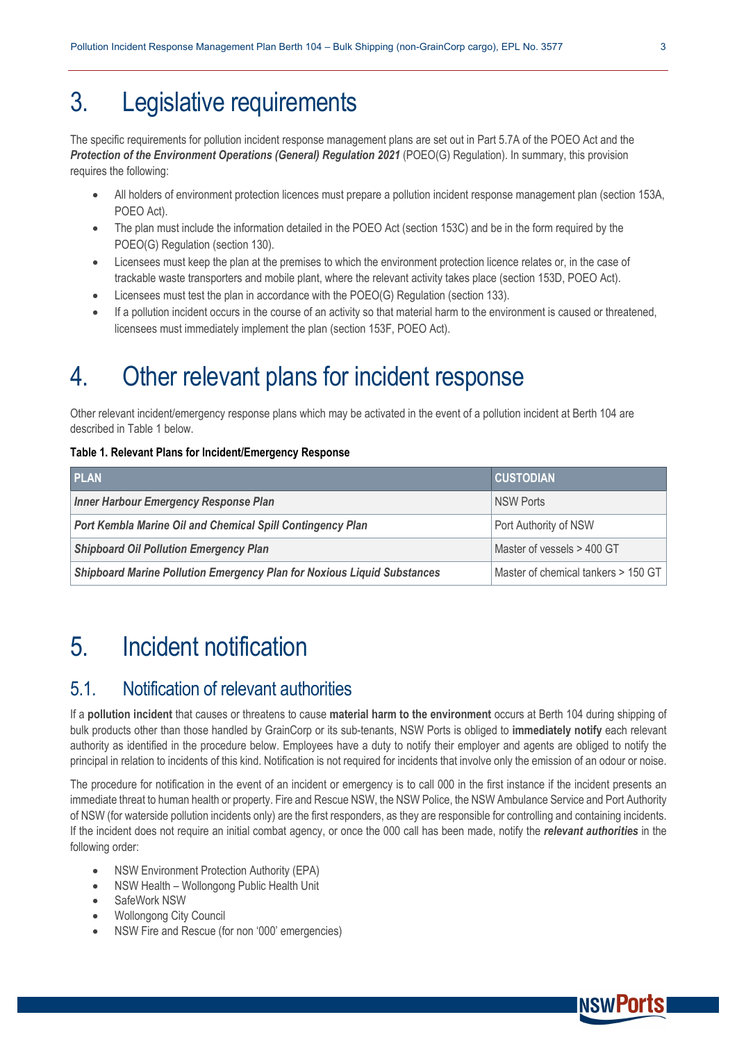# 3. Legislative requirements

The specific requirements for pollution incident response management plans are set out in Part 5.7A of the POEO Act and the ***Protection of the Environment Operations (General) Regulation 2021*** (POEO(G) Regulation). In summary, this provision requires the following:

- All holders of environment protection licences must prepare a pollution incident response management plan (section 153A, POEO Act).
- The plan must include the information detailed in the POEO Act (section 153C) and be in the form required by the POEO(G) Regulation (section 130).
- Licensees must keep the plan at the premises to which the environment protection licence relates or, in the case of trackable waste transporters and mobile plant, where the relevant activity takes place (section 153D, POEO Act).
- Licensees must test the plan in accordance with the POEO(G) Regulation (section 133).
- If a pollution incident occurs in the course of an activity so that material harm to the environment is caused or threatened, licensees must immediately implement the plan (section 153F, POEO Act).

# 4. Other relevant plans for incident response

Other relevant incident/emergency response plans which may be activated in the event of a pollution incident at Berth 104 are described in Table 1 below.

**Table 1. Relevant Plans for Incident/Emergency Response**

| PLAN | CUSTODIAN |
|---|---|
| ***Inner Harbour Emergency Response Plan*** | NSW Ports |
| ***Port Kembla Marine Oil and Chemical Spill Contingency Plan*** | Port Authority of NSW |
| ***Shipboard Oil Pollution Emergency Plan*** | Master of vessels > 400 GT |
| ***Shipboard Marine Pollution Emergency Plan for Noxious Liquid Substances*** | Master of chemical tankers > 150 GT |

# 5. Incident notification

## 5.1. Notification of relevant authorities

If a **pollution incident** that causes or threatens to cause **material harm to the environment** occurs at Berth 104 during shipping of bulk products other than those handled by GrainCorp or its sub-tenants, NSW Ports is obliged to **immediately notify** each relevant authority as identified in the procedure below. Employees have a duty to notify their employer and agents are obliged to notify the principal in relation to incidents of this kind. Notification is not required for incidents that involve only the emission of an odour or noise.

The procedure for notification in the event of an incident or emergency is to call 000 in the first instance if the incident presents an immediate threat to human health or property. Fire and Rescue NSW, the NSW Police, the NSW Ambulance Service and Port Authority of NSW (for waterside pollution incidents only) are the first responders, as they are responsible for controlling and containing incidents. If the incident does not require an initial combat agency, or once the 000 call has been made, notify the ***relevant authorities*** in the following order:

- NSW Environment Protection Authority (EPA)
- NSW Health – Wollongong Public Health Unit
- SafeWork NSW
- Wollongong City Council
- NSW Fire and Rescue (for non '000' emergencies)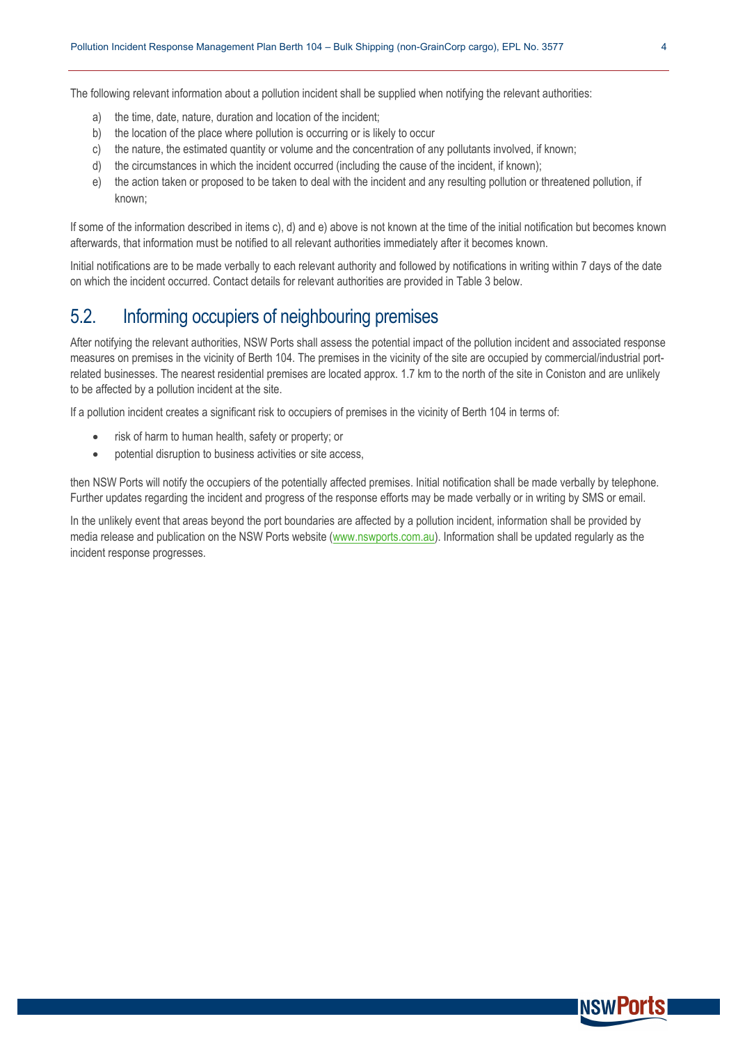The following relevant information about a pollution incident shall be supplied when notifying the relevant authorities:

a) the time, date, nature, duration and location of the incident;
b) the location of the place where pollution is occurring or is likely to occur
c) the nature, the estimated quantity or volume and the concentration of any pollutants involved, if known;
d) the circumstances in which the incident occurred (including the cause of the incident, if known);
e) the action taken or proposed to be taken to deal with the incident and any resulting pollution or threatened pollution, if known;

If some of the information described in items c), d) and e) above is not known at the time of the initial notification but becomes known afterwards, that information must be notified to all relevant authorities immediately after it becomes known.

Initial notifications are to be made verbally to each relevant authority and followed by notifications in writing within 7 days of the date on which the incident occurred. Contact details for relevant authorities are provided in Table 3 below.

## 5.2. Informing occupiers of neighbouring premises

After notifying the relevant authorities, NSW Ports shall assess the potential impact of the pollution incident and associated response measures on premises in the vicinity of Berth 104. The premises in the vicinity of the site are occupied by commercial/industrial port-related businesses. The nearest residential premises are located approx. 1.7 km to the north of the site in Coniston and are unlikely to be affected by a pollution incident at the site.

If a pollution incident creates a significant risk to occupiers of premises in the vicinity of Berth 104 in terms of:

- risk of harm to human health, safety or property; or
- potential disruption to business activities or site access,

then NSW Ports will notify the occupiers of the potentially affected premises. Initial notification shall be made verbally by telephone. Further updates regarding the incident and progress of the response efforts may be made verbally or in writing by SMS or email.

In the unlikely event that areas beyond the port boundaries are affected by a pollution incident, information shall be provided by media release and publication on the NSW Ports website (www.nswports.com.au). Information shall be updated regularly as the incident response progresses.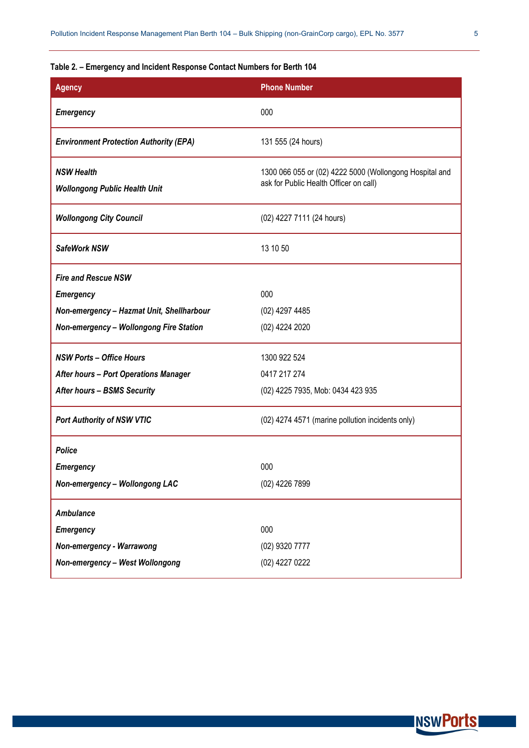**Table 2. – Emergency and Incident Response Contact Numbers for Berth 104**

| Agency | Phone Number |
|---|---|
| ***Emergency*** | 000 |
| ***Environment Protection Authority (EPA)*** | 131 555 (24 hours) |
| ***NSW Health*** <br> ***Wollongong Public Health Unit*** | 1300 066 055 or (02) 4222 5000 (Wollongong Hospital and ask for Public Health Officer on call) |
| ***Wollongong City Council*** | (02) 4227 7111 (24 hours) |
| ***SafeWork NSW*** | 13 10 50 |
| ***Fire and Rescue NSW*** | |
| ***Emergency*** | 000 |
| ***Non-emergency – Hazmat Unit, Shellharbour*** | (02) 4297 4485 |
| ***Non-emergency – Wollongong Fire Station*** | (02) 4224 2020 |
| ***NSW Ports – Office Hours*** | 1300 922 524 |
| ***After hours – Port Operations Manager*** | 0417 217 274 |
| ***After hours – BSMS Security*** | (02) 4225 7935, Mob: 0434 423 935 |
| ***Port Authority of NSW VTIC*** | (02) 4274 4571 (marine pollution incidents only) |
| ***Police*** | |
| ***Emergency*** | 000 |
| ***Non-emergency – Wollongong LAC*** | (02) 4226 7899 |
| ***Ambulance*** | |
| ***Emergency*** | 000 |
| ***Non-emergency - Warrawong*** | (02) 9320 7777 |
| ***Non-emergency – West Wollongong*** | (02) 4227 0222 |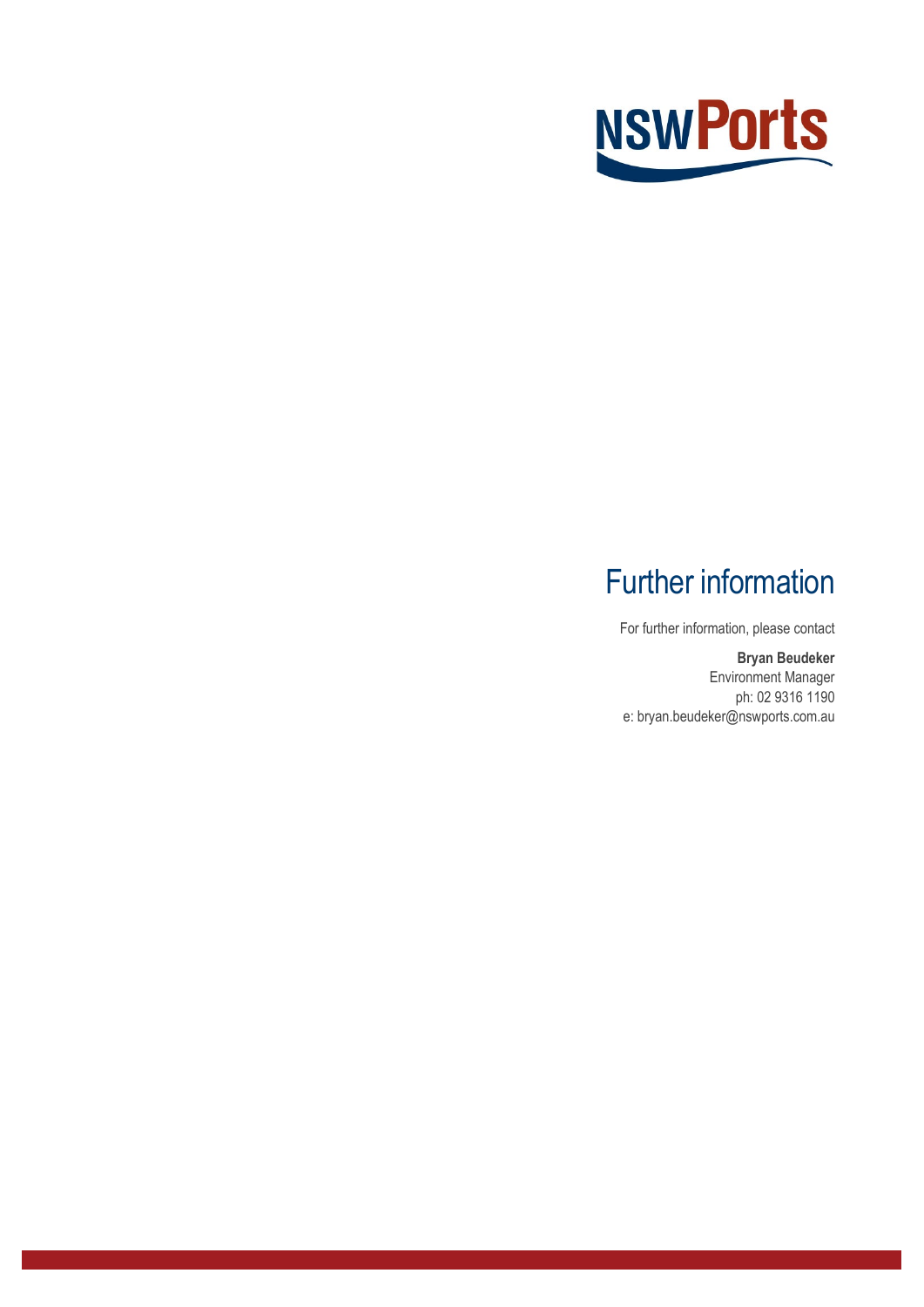NSWPorts

# Further information

For further information, please contact

**Bryan Beudeker**
Environment Manager
ph: 02 9316 1190
e: bryan.beudeker@nswports.com.au